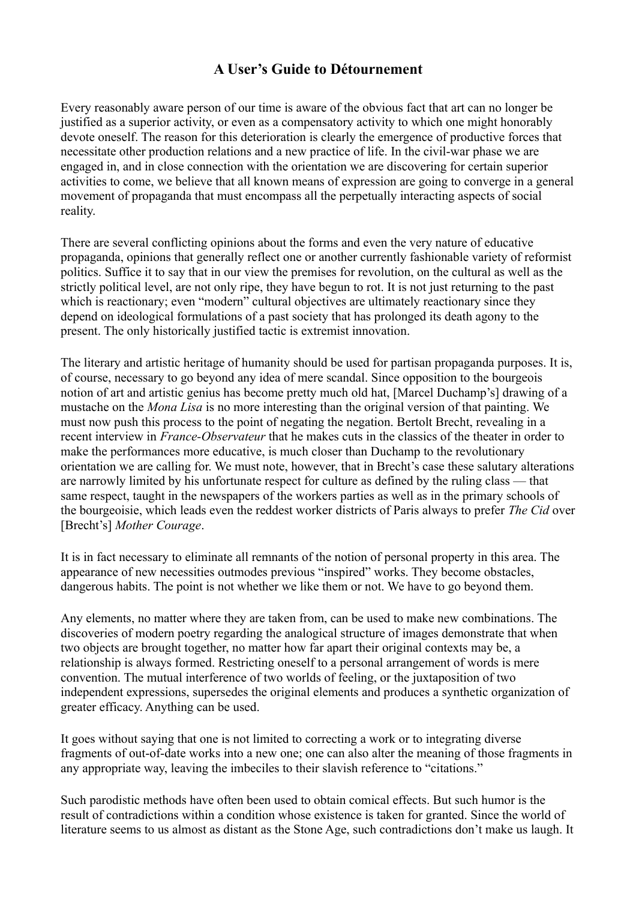# A User's Guide to Détournement

Every reasonably aware person of our time is aware of the obvious fact that art can no longer be justified as a superior activity, or even as a compensatory activity to which one might honorably devote oneself. The reason for this deterioration is clearly the emergence of productive forces that necessitate other production relations and a new practice of life. In the civil-war phase we are engaged in, and in close connection with the orientation we are discovering for certain superior activities to come, we believe that all known means of expression are going to converge in a general movement of propaganda that must encompass all the perpetually interacting aspects of social reality.

There are several conflicting opinions about the forms and even the very nature of educative propaganda, opinions that generally reflect one or another currently fashionable variety of reformist politics. Suffice it to say that in our view the premises for revolution, on the cultural as well as the strictly political level, are not only ripe, they have begun to rot. It is not just returning to the past which is reactionary; even "modern" cultural objectives are ultimately reactionary since they depend on ideological formulations of a past society that has prolonged its death agony to the present. The only historically justified tactic is extremist innovation.

The literary and artistic heritage of humanity should be used for partisan propaganda purposes. It is, of course, necessary to go beyond any idea of mere scandal. Since opposition to the bourgeois notion of art and artistic genius has become pretty much old hat, [Marcel Duchamp's] drawing of a mustache on the *Mona Lisa* is no more interesting than the original version of that painting. We must now push this process to the point of negating the negation. Bertolt Brecht, revealing in a recent interview in *France-Observateur* that he makes cuts in the classics of the theater in order to make the performances more educative, is much closer than Duchamp to the revolutionary orientation we are calling for. We must note, however, that in Brecht's case these salutary alterations are narrowly limited by his unfortunate respect for culture as defined by the ruling class — that same respect, taught in the newspapers of the workers parties as well as in the primary schools of the bourgeoisie, which leads even the reddest worker districts of Paris always to prefer *The Cid* over [Brecht's] *Mother Courage*.

It is in fact necessary to eliminate all remnants of the notion of personal property in this area. The appearance of new necessities outmodes previous "inspired" works. They become obstacles, dangerous habits. The point is not whether we like them or not. We have to go beyond them.

Any elements, no matter where they are taken from, can be used to make new combinations. The discoveries of modern poetry regarding the analogical structure of images demonstrate that when two objects are brought together, no matter how far apart their original contexts may be, a relationship is always formed. Restricting oneself to a personal arrangement of words is mere convention. The mutual interference of two worlds of feeling, or the juxtaposition of two independent expressions, supersedes the original elements and produces a synthetic organization of greater efficacy. Anything can be used.

It goes without saying that one is not limited to correcting a work or to integrating diverse fragments of out-of-date works into a new one; one can also alter the meaning of those fragments in any appropriate way, leaving the imbeciles to their slavish reference to "citations."

Such parodistic methods have often been used to obtain comical effects. But such humor is the result of contradictions within a condition whose existence is taken for granted. Since the world of literature seems to us almost as distant as the Stone Age, such contradictions don't make us laugh. It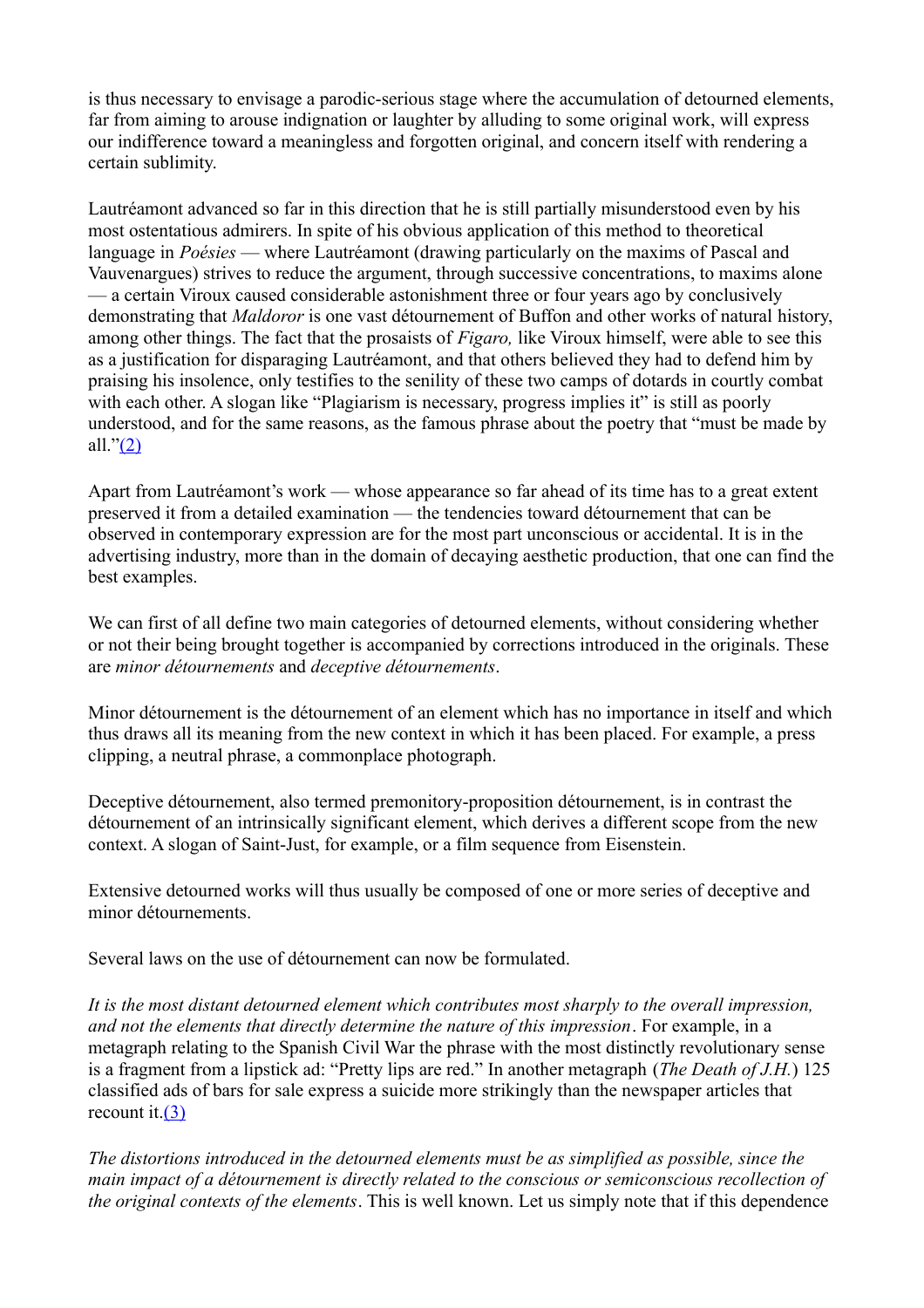is thus necessary to envisage a parodic-serious stage where the accumulation of detourned elements, far from aiming to arouse indignation or laughter by alluding to some original work, will express our indifference toward a meaningless and forgotten original, and concern itself with rendering a certain sublimity.

Lautréamont advanced so far in this direction that he is still partially misunderstood even by his most ostentatious admirers. In spite of his obvious application of this method to theoretical language in *Poésies* — where Lautréamont (drawing particularly on the maxims of Pascal and Vauvenargues) strives to reduce the argument, through successive concentrations, to maxims alone — a certain Viroux caused considerable astonishment three or four years ago by conclusively demonstrating that *Maldoror* is one vast détournement of Buffon and other works of natural history, among other things. The fact that the prosaists of *Figaro,* like Viroux himself, were able to see this as a justification for disparaging Lautréamont, and that others believed they had to defend him by praising his insolence, only testifies to the senility of these two camps of dotards in courtly combat with each other. A slogan like "Plagiarism is necessary, progress implies it" is still as poorly understood, and for the same reasons, as the famous phrase about the poetry that "must be made by all."(2)

Apart from Lautréamont's work — whose appearance so far ahead of its time has to a great extent preserved it from a detailed examination — the tendencies toward détournement that can be observed in contemporary expression are for the most part unconscious or accidental. It is in the advertising industry, more than in the domain of decaying aesthetic production, that one can find the best examples.

We can first of all define two main categories of detourned elements, without considering whether or not their being brought together is accompanied by corrections introduced in the originals. These are *minor détournements* and *deceptive détournements*.

Minor détournement is the détournement of an element which has no importance in itself and which thus draws all its meaning from the new context in which it has been placed. For example, a press clipping, a neutral phrase, a commonplace photograph.

Deceptive détournement, also termed premonitory-proposition détournement, is in contrast the détournement of an intrinsically significant element, which derives a different scope from the new context. A slogan of Saint-Just, for example, or a film sequence from Eisenstein.

Extensive detourned works will thus usually be composed of one or more series of deceptive and minor détournements.

Several laws on the use of détournement can now be formulated.

*It is the most distant detourned element which contributes most sharply to the overall impression, and not the elements that directly determine the nature of this impression*. For example, in a metagraph relating to the Spanish Civil War the phrase with the most distinctly revolutionary sense is a fragment from a lipstick ad: "Pretty lips are red." In another metagraph (*The Death of J.H.*) 125 classified ads of bars for sale express a suicide more strikingly than the newspaper articles that recount it.(3)

*The distortions introduced in the detourned elements must be as simplified as possible, since the main impact of a détournement is directly related to the conscious or semiconscious recollection of the original contexts of the elements*. This is well known. Let us simply note that if this dependence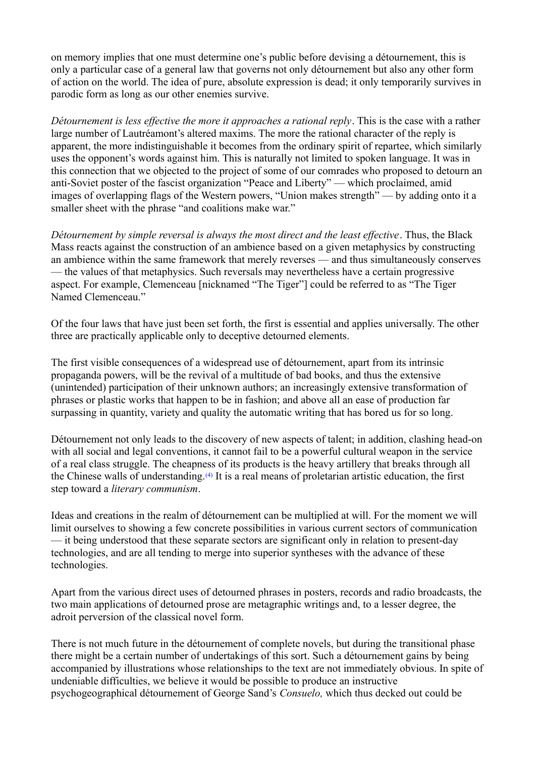on memory implies that one must determine one's public before devising a détournement, this is only a particular case of a general law that governs not only détournement but also any other form of action on the world. The idea of pure, absolute expression is dead; it only temporarily survives in parodic form as long as our other enemies survive.

*Détournement is less effective the more it approaches a rational reply*. This is the case with a rather large number of Lautréamont's altered maxims. The more the rational character of the reply is apparent, the more indistinguishable it becomes from the ordinary spirit of repartee, which similarly uses the opponent's words against him. This is naturally not limited to spoken language. It was in this connection that we objected to the project of some of our comrades who proposed to detourn an anti-Soviet poster of the fascist organization "Peace and Liberty" — which proclaimed, amid images of overlapping flags of the Western powers, "Union makes strength" — by adding onto it a smaller sheet with the phrase "and coalitions make war."

*Détournement by simple reversal is always the most direct and the least effective*. Thus, the Black Mass reacts against the construction of an ambience based on a given metaphysics by constructing an ambience within the same framework that merely reverses — and thus simultaneously conserves — the values of that metaphysics. Such reversals may nevertheless have a certain progressive aspect. For example, Clemenceau [nicknamed "The Tiger"] could be referred to as "The Tiger Named Clemenceau."

Of the four laws that have just been set forth, the first is essential and applies universally. The other three are practically applicable only to deceptive detourned elements.

The first visible consequences of a widespread use of détournement, apart from its intrinsic propaganda powers, will be the revival of a multitude of bad books, and thus the extensive (unintended) participation of their unknown authors; an increasingly extensive transformation of phrases or plastic works that happen to be in fashion; and above all an ease of production far surpassing in quantity, variety and quality the automatic writing that has bored us for so long.

Détournement not only leads to the discovery of new aspects of talent; in addition, clashing head-on with all social and legal conventions, it cannot fail to be a powerful cultural weapon in the service of a real class struggle. The cheapness of its products is the heavy artillery that breaks through all the Chinese walls of understanding.(4) It is a real means of proletarian artistic education, the first step toward a *literary communism*.

Ideas and creations in the realm of détournement can be multiplied at will. For the moment we will limit ourselves to showing a few concrete possibilities in various current sectors of communication — it being understood that these separate sectors are significant only in relation to present-day technologies, and are all tending to merge into superior syntheses with the advance of these technologies.

Apart from the various direct uses of detourned phrases in posters, records and radio broadcasts, the two main applications of detourned prose are metagraphic writings and, to a lesser degree, the adroit perversion of the classical novel form.

There is not much future in the détournement of complete novels, but during the transitional phase there might be a certain number of undertakings of this sort. Such a détournement gains by being accompanied by illustrations whose relationships to the text are not immediately obvious. In spite of undeniable difficulties, we believe it would be possible to produce an instructive psychogeographical détournement of George Sand's *Consuelo,* which thus decked out could be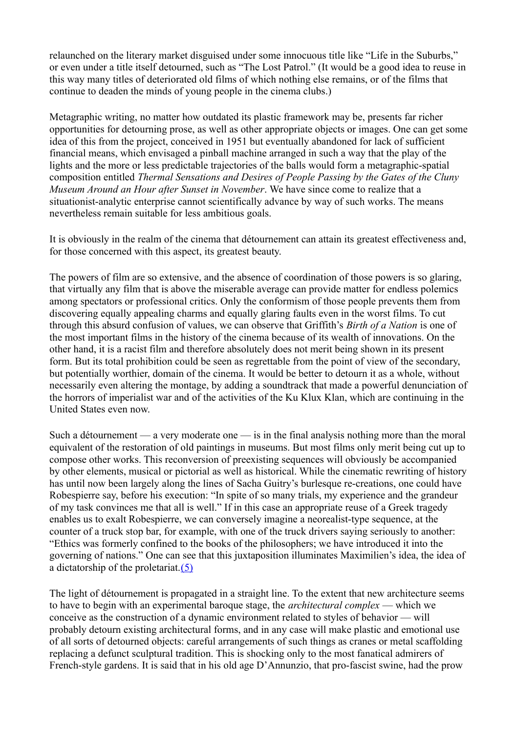relaunched on the literary market disguised under some innocuous title like "Life in the Suburbs," or even under a title itself detourned, such as "The Lost Patrol." (It would be a good idea to reuse in this way many titles of deteriorated old films of which nothing else remains, or of the films that continue to deaden the minds of young people in the cinema clubs.)

Metagraphic writing, no matter how outdated its plastic framework may be, presents far richer opportunities for detourning prose, as well as other appropriate objects or images. One can get some idea of this from the project, conceived in 1951 but eventually abandoned for lack of sufficient financial means, which envisaged a pinball machine arranged in such a way that the play of the lights and the more or less predictable trajectories of the balls would form a metagraphic-spatial composition entitled *Thermal Sensations and Desires of People Passing by the Gates of the Cluny Museum Around an Hour after Sunset in November*. We have since come to realize that a situationist-analytic enterprise cannot scientifically advance by way of such works. The means nevertheless remain suitable for less ambitious goals.

It is obviously in the realm of the cinema that détournement can attain its greatest effectiveness and, for those concerned with this aspect, its greatest beauty.

The powers of film are so extensive, and the absence of coordination of those powers is so glaring, that virtually any film that is above the miserable average can provide matter for endless polemics among spectators or professional critics. Only the conformism of those people prevents them from discovering equally appealing charms and equally glaring faults even in the worst films. To cut through this absurd confusion of values, we can observe that Griffith's *Birth of a Nation* is one of the most important films in the history of the cinema because of its wealth of innovations. On the other hand, it is a racist film and therefore absolutely does not merit being shown in its present form. But its total prohibition could be seen as regrettable from the point of view of the secondary, but potentially worthier, domain of the cinema. It would be better to detourn it as a whole, without necessarily even altering the montage, by adding a soundtrack that made a powerful denunciation of the horrors of imperialist war and of the activities of the Ku Klux Klan, which are continuing in the United States even now.

Such a détournement — a very moderate one — is in the final analysis nothing more than the moral equivalent of the restoration of old paintings in museums. But most films only merit being cut up to compose other works. This reconversion of preexisting sequences will obviously be accompanied by other elements, musical or pictorial as well as historical. While the cinematic rewriting of history has until now been largely along the lines of Sacha Guitry's burlesque re-creations, one could have Robespierre say, before his execution: "In spite of so many trials, my experience and the grandeur of my task convinces me that all is well." If in this case an appropriate reuse of a Greek tragedy enables us to exalt Robespierre, we can conversely imagine a neorealist-type sequence, at the counter of a truck stop bar, for example, with one of the truck drivers saying seriously to another: "Ethics was formerly confined to the books of the philosophers; we have introduced it into the governing of nations." One can see that this juxtaposition illuminates Maximilien's idea, the idea of a dictatorship of the proletariat.(5)

The light of détournement is propagated in a straight line. To the extent that new architecture seems to have to begin with an experimental baroque stage, the *architectural complex* — which we conceive as the construction of a dynamic environment related to styles of behavior — will probably detourn existing architectural forms, and in any case will make plastic and emotional use of all sorts of detourned objects: careful arrangements of such things as cranes or metal scaffolding replacing a defunct sculptural tradition. This is shocking only to the most fanatical admirers of French-style gardens. It is said that in his old age D'Annunzio, that pro-fascist swine, had the prow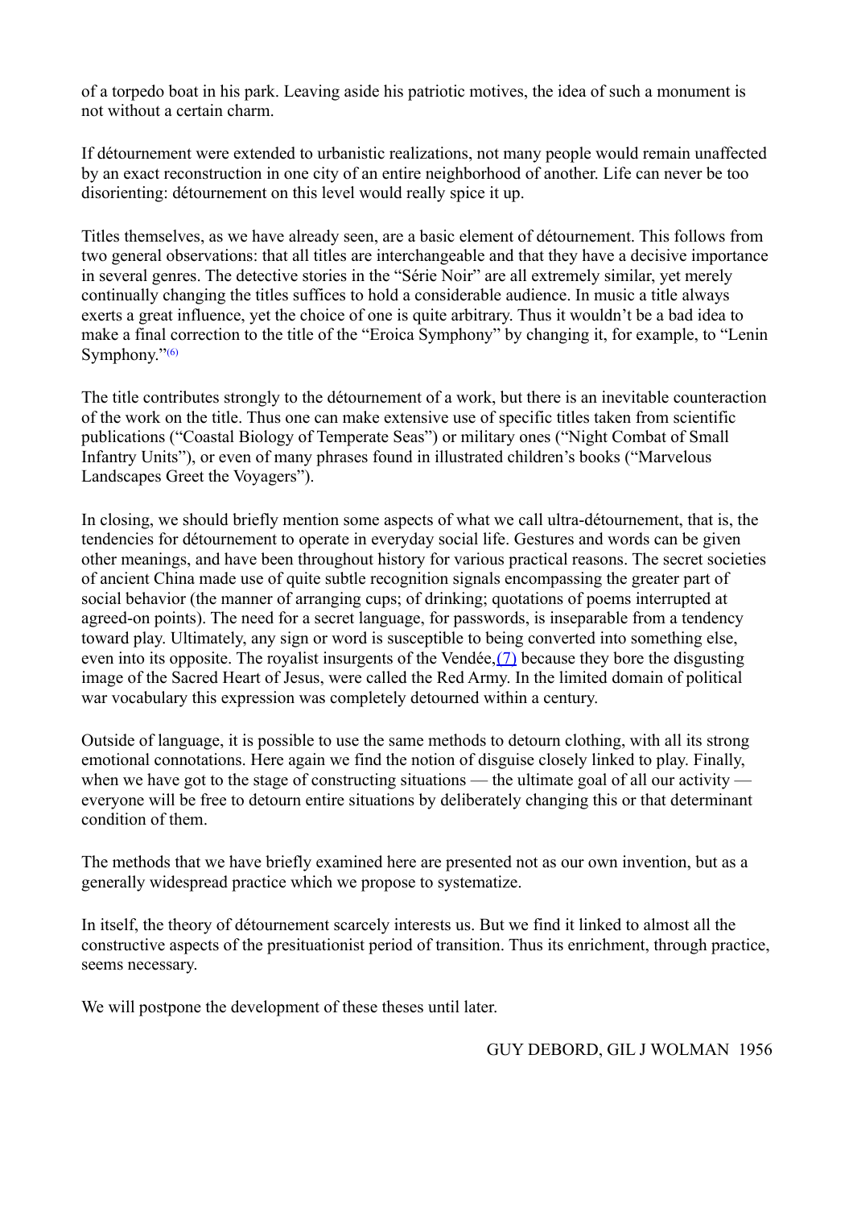of a torpedo boat in his park. Leaving aside his patriotic motives, the idea of such a monument is not without a certain charm.

If détournement were extended to urbanistic realizations, not many people would remain unaffected by an exact reconstruction in one city of an entire neighborhood of another. Life can never be too disorienting: détournement on this level would really spice it up.

Titles themselves, as we have already seen, are a basic element of détournement. This follows from two general observations: that all titles are interchangeable and that they have a decisive importance in several genres. The detective stories in the "Série Noir" are all extremely similar, yet merely continually changing the titles suffices to hold a considerable audience. In music a title always exerts a great influence, yet the choice of one is quite arbitrary. Thus it wouldn't be a bad idea to make a final correction to the title of the "Eroica Symphony" by changing it, for example, to "Lenin Symphony."(6)

The title contributes strongly to the détournement of a work, but there is an inevitable counteraction of the work on the title. Thus one can make extensive use of specific titles taken from scientific publications ("Coastal Biology of Temperate Seas") or military ones ("Night Combat of Small Infantry Units"), or even of many phrases found in illustrated children's books ("Marvelous Landscapes Greet the Voyagers").

In closing, we should briefly mention some aspects of what we call ultra-détournement, that is, the tendencies for détournement to operate in everyday social life. Gestures and words can be given other meanings, and have been throughout history for various practical reasons. The secret societies of ancient China made use of quite subtle recognition signals encompassing the greater part of social behavior (the manner of arranging cups; of drinking; quotations of poems interrupted at agreed-on points). The need for a secret language, for passwords, is inseparable from a tendency toward play. Ultimately, any sign or word is susceptible to being converted into something else, even into its opposite. The royalist insurgents of the Vendée,(7) because they bore the disgusting image of the Sacred Heart of Jesus, were called the Red Army. In the limited domain of political war vocabulary this expression was completely detourned within a century.

Outside of language, it is possible to use the same methods to detourn clothing, with all its strong emotional connotations. Here again we find the notion of disguise closely linked to play. Finally, when we have got to the stage of constructing situations — the ultimate goal of all our activity — everyone will be free to detourn entire situations by deliberately changing this or that determinant condition of them.

The methods that we have briefly examined here are presented not as our own invention, but as a generally widespread practice which we propose to systematize.

In itself, the theory of détournement scarcely interests us. But we find it linked to almost all the constructive aspects of the presituationist period of transition. Thus its enrichment, through practice, seems necessary.

We will postpone the development of these theses until later.

GUY DEBORD, GIL J WOLMAN 1956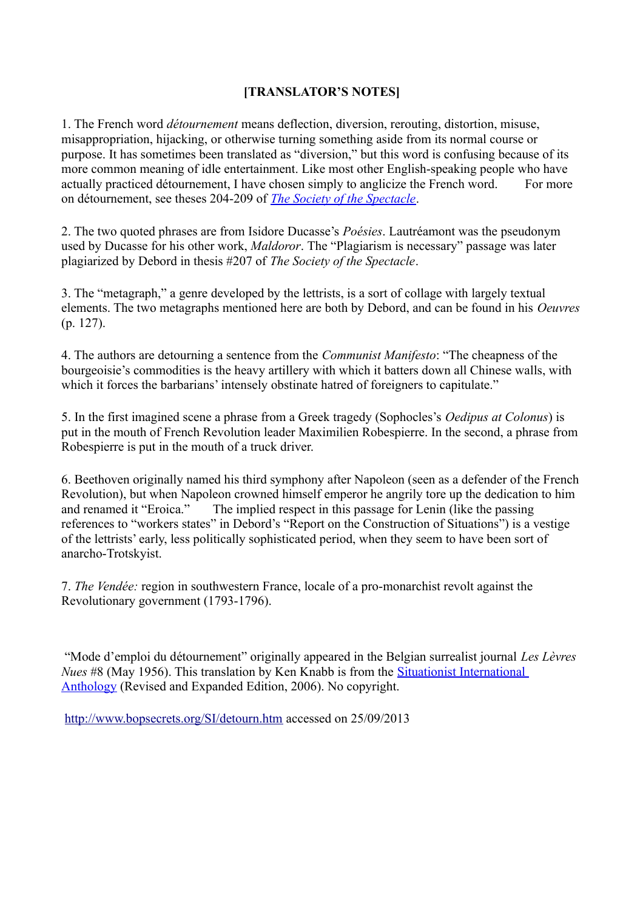**[TRANSLATOR'S NOTES]**

1. The French word *détournement* means deflection, diversion, rerouting, distortion, misuse, misappropriation, hijacking, or otherwise turning something aside from its normal course or purpose. It has sometimes been translated as "diversion," but this word is confusing because of its more common meaning of idle entertainment. Like most other English-speaking people who have actually practiced détournement, I have chosen simply to anglicize the French word. For more on détournement, see theses 204-209 of [*The Society of the Spectacle*](The Society of the Spectacle).

2. The two quoted phrases are from Isidore Ducasse's *Poésies*. Lautréamont was the pseudonym used by Ducasse for his other work, *Maldoror*. The "Plagiarism is necessary" passage was later plagiarized by Debord in thesis #207 of *The Society of the Spectacle*.

3. The "metagraph," a genre developed by the lettrists, is a sort of collage with largely textual elements. The two metagraphs mentioned here are both by Debord, and can be found in his *Oeuvres* (p. 127).

4. The authors are detourning a sentence from the *Communist Manifesto*: "The cheapness of the bourgeoisie's commodities is the heavy artillery with which it batters down all Chinese walls, with which it forces the barbarians' intensely obstinate hatred of foreigners to capitulate."

5. In the first imagined scene a phrase from a Greek tragedy (Sophocles's *Oedipus at Colonus*) is put in the mouth of French Revolution leader Maximilien Robespierre. In the second, a phrase from Robespierre is put in the mouth of a truck driver.

6. Beethoven originally named his third symphony after Napoleon (seen as a defender of the French Revolution), but when Napoleon crowned himself emperor he angrily tore up the dedication to him and renamed it "Eroica." The implied respect in this passage for Lenin (like the passing references to "workers states" in Debord's "Report on the Construction of Situations") is a vestige of the lettrists' early, less politically sophisticated period, when they seem to have been sort of anarcho-Trotskyist.

7. *The Vendée:* region in southwestern France, locale of a pro-monarchist revolt against the Revolutionary government (1793-1796).

"Mode d'emploi du détournement" originally appeared in the Belgian surrealist journal *Les Lèvres Nues* #8 (May 1956). This translation by Ken Knabb is from the [Situationist International Anthology](Situationist International Anthology) (Revised and Expanded Edition, 2006). No copyright.

[http://www.bopsecrets.org/SI/detourn.htm](http://www.bopsecrets.org/SI/detourn.htm) accessed on 25/09/2013